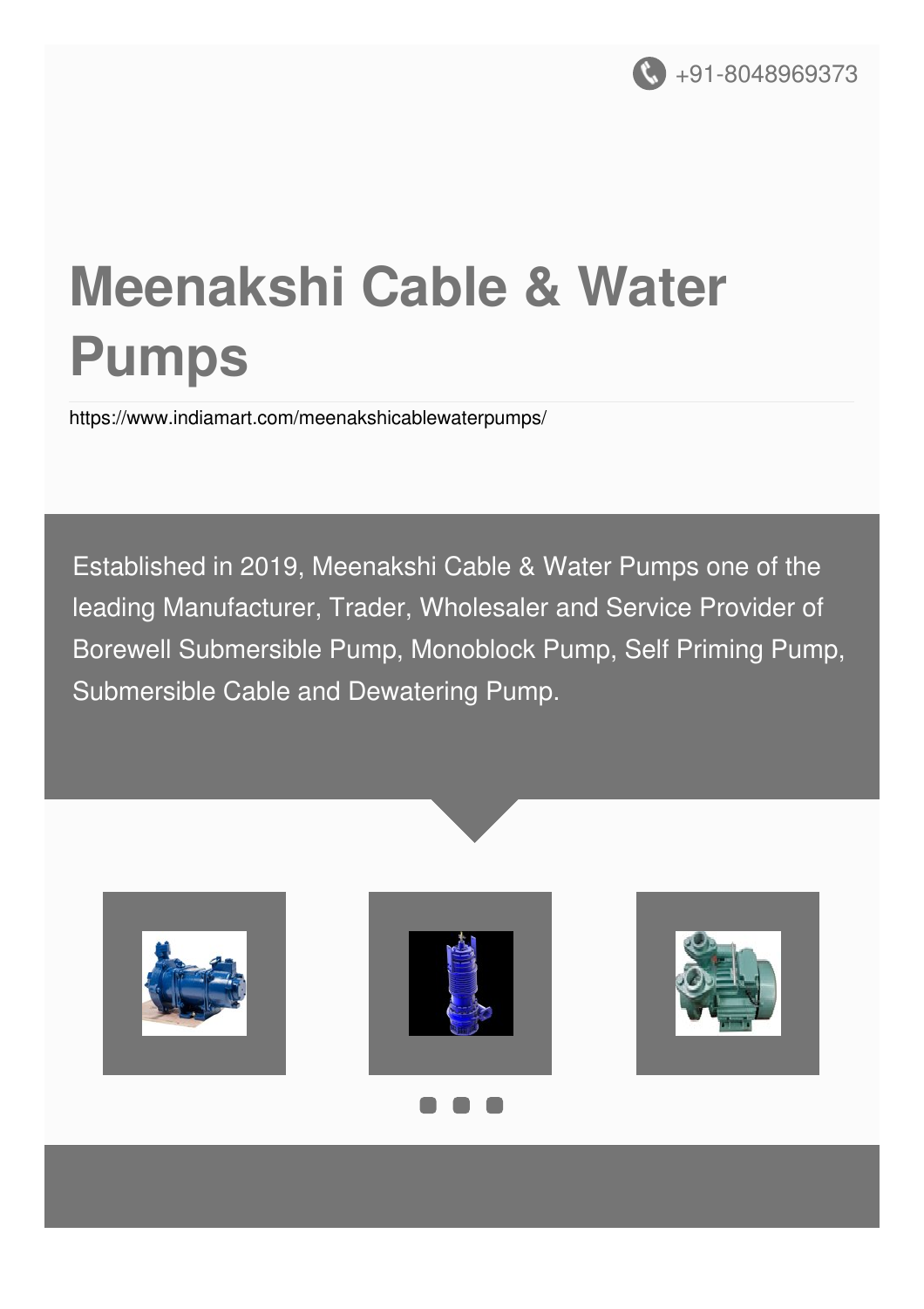+91-8048969373

# Meenakshi Cable & Water Pumps

https://www.indiamart.com/meenakshicablewaterpumps/

Established in 2019, Meenakshi Cable & Water Pumps one of the leading Manufacturer, Trader, Wholesaler and Service Provider of Borewell Submersible Pump, Monoblock Pump, Self Priming Pump, Submersible Cable and Dewatering Pump.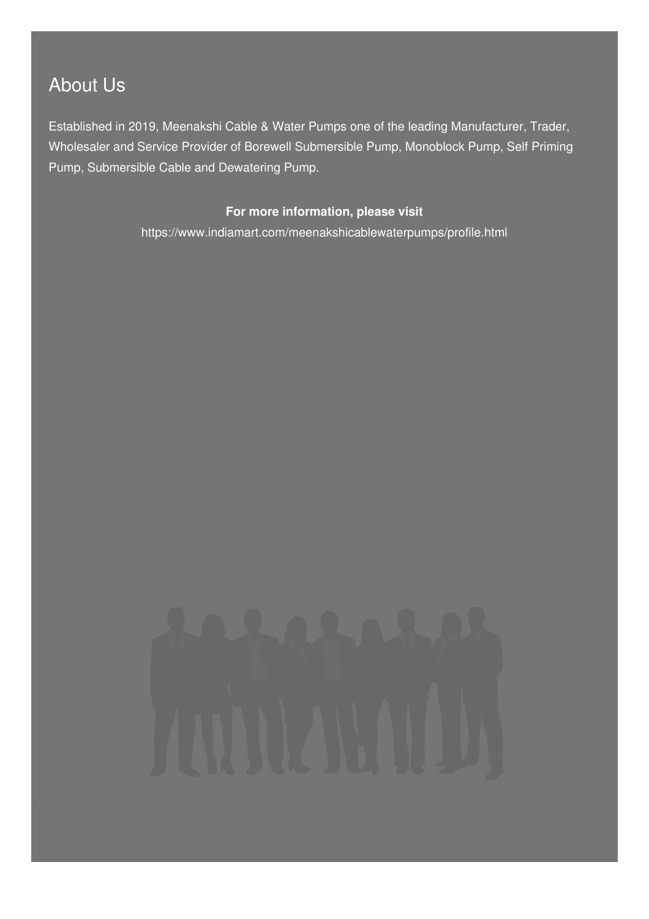## About Us

Established in 2019, Meenakshi Cable & Water Pumps one of the leading Manufacturer, Trader, Wholesaler and Service Provider of Borewell Submersible Pump, Monoblock Pump, Self Priming Pump, Submersible Cable and Dewatering Pump.

**For more information, please visit**

https://www.indiamart.com/meenakshicablewaterpumps/profile.html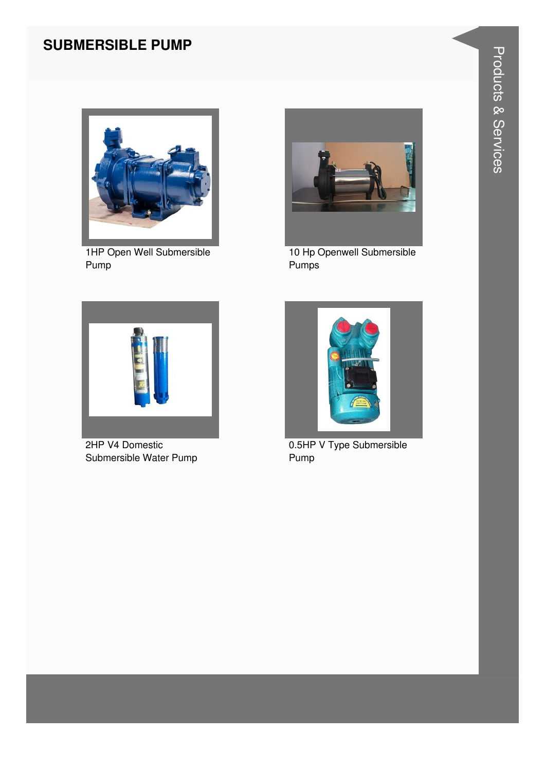## SUBMERSIBLE PUMP

1HP Open Well Submersible Pump

10 Hp Openwell Submersible Pumps

2HP V4 Domestic Submersible Water Pump

0.5HP V Type Submersible Pump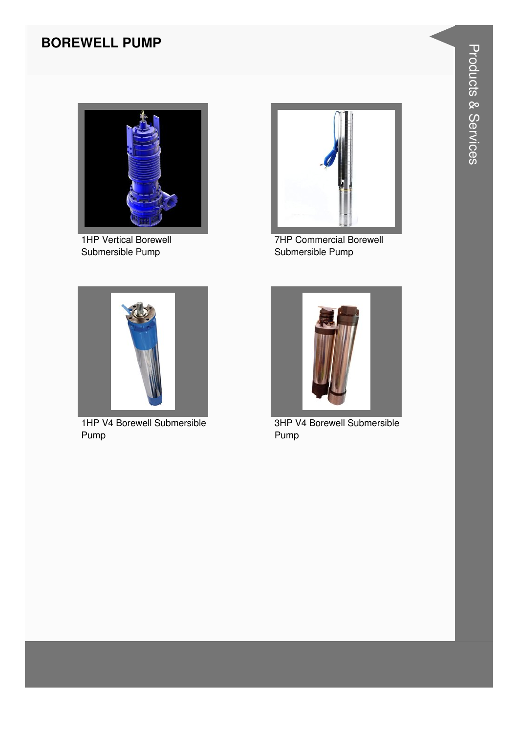# BOREWELL PUMP

1HP Vertical Borewell Submersible Pump

7HP Commercial Borewell Submersible Pump

1HP V4 Borewell Submersible Pump

3HP V4 Borewell Submersible Pump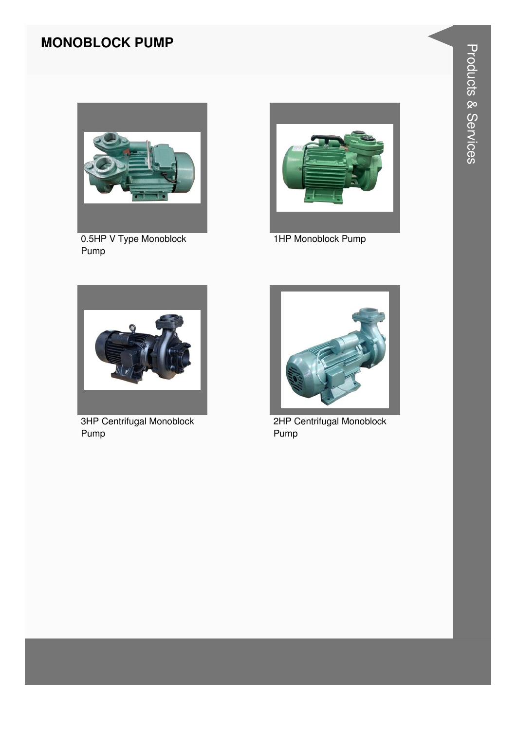# MONOBLOCK PUMP

0.5HP V Type Monoblock Pump

1HP Monoblock Pump

3HP Centrifugal Monoblock Pump

2HP Centrifugal Monoblock Pump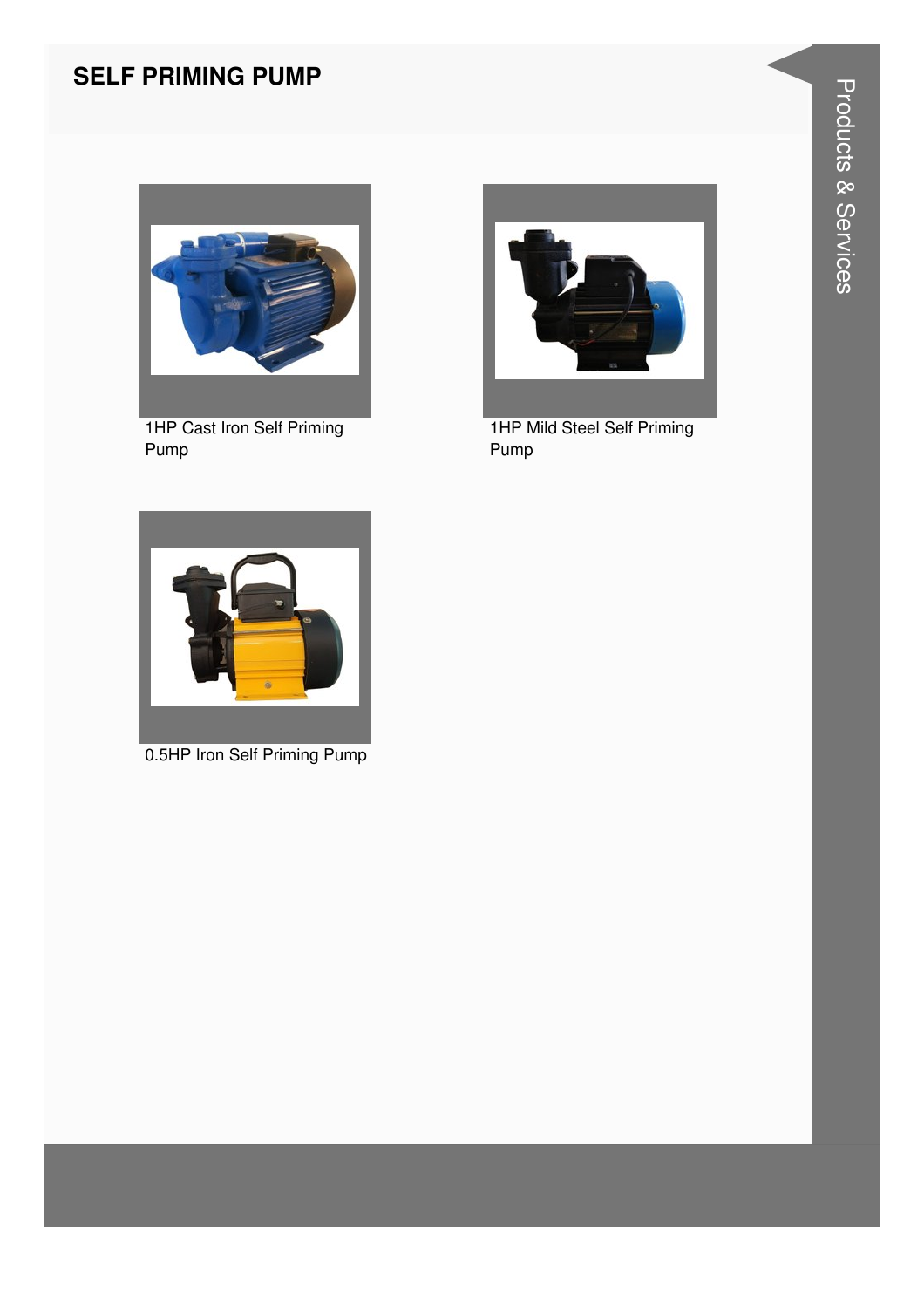## SELF PRIMING PUMP

1HP Cast Iron Self Priming Pump

1HP Mild Steel Self Priming Pump

0.5HP Iron Self Priming Pump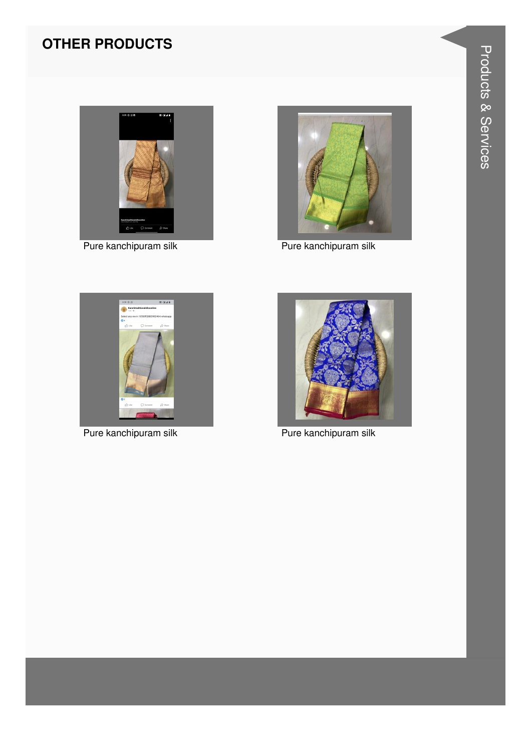## OTHER PRODUCTS

Pure kanchipuram silk

Pure kanchipuram silk

Pure kanchipuram silk

Pure kanchipuram silk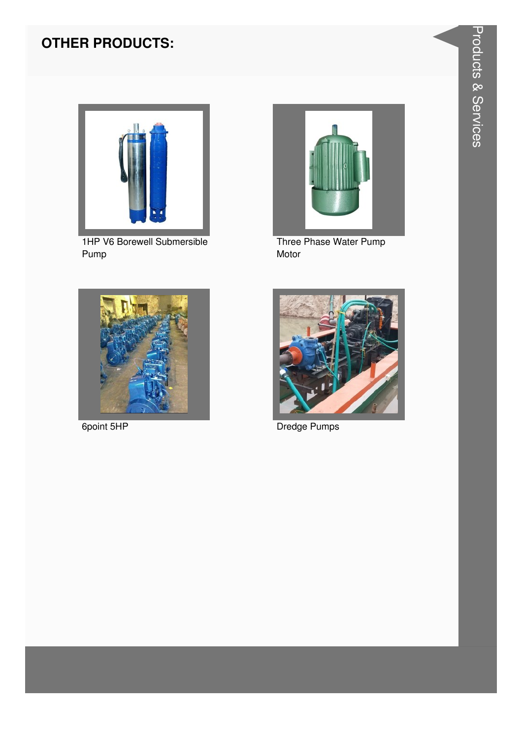## OTHER PRODUCTS:

1HP V6 Borewell Submersible Pump

Three Phase Water Pump Motor

6point 5HP

Dredge Pumps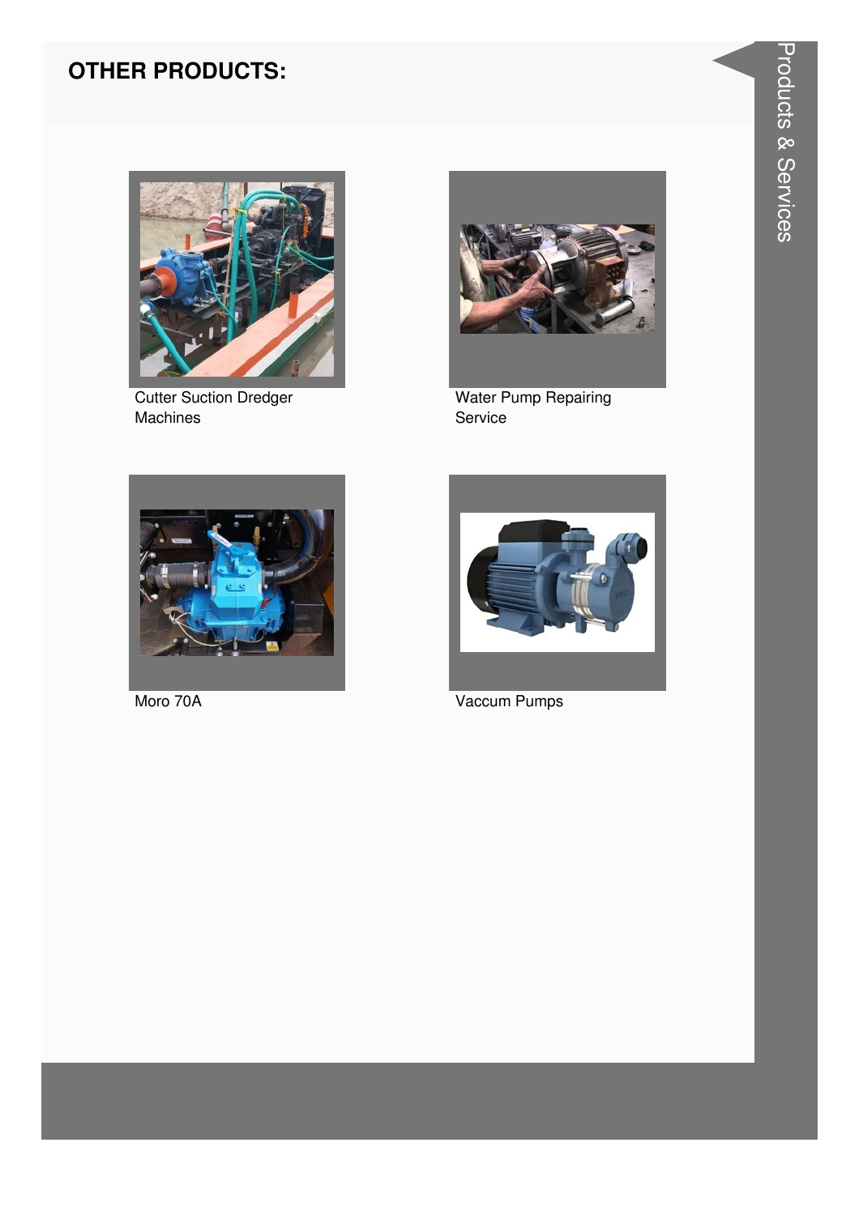## OTHER PRODUCTS:

Cutter Suction Dredger Machines

Water Pump Repairing Service

Moro 70A

Vaccum Pumps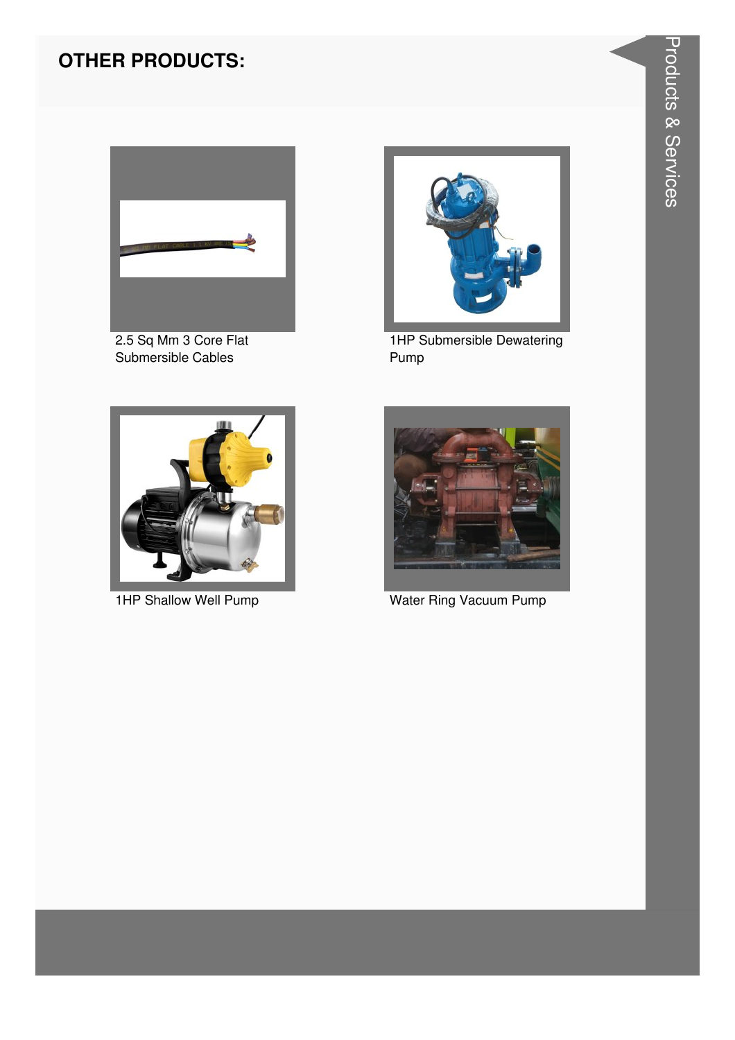## OTHER PRODUCTS:

2.5 Sq Mm 3 Core Flat Submersible Cables

1HP Submersible Dewatering Pump

1HP Shallow Well Pump

Water Ring Vacuum Pump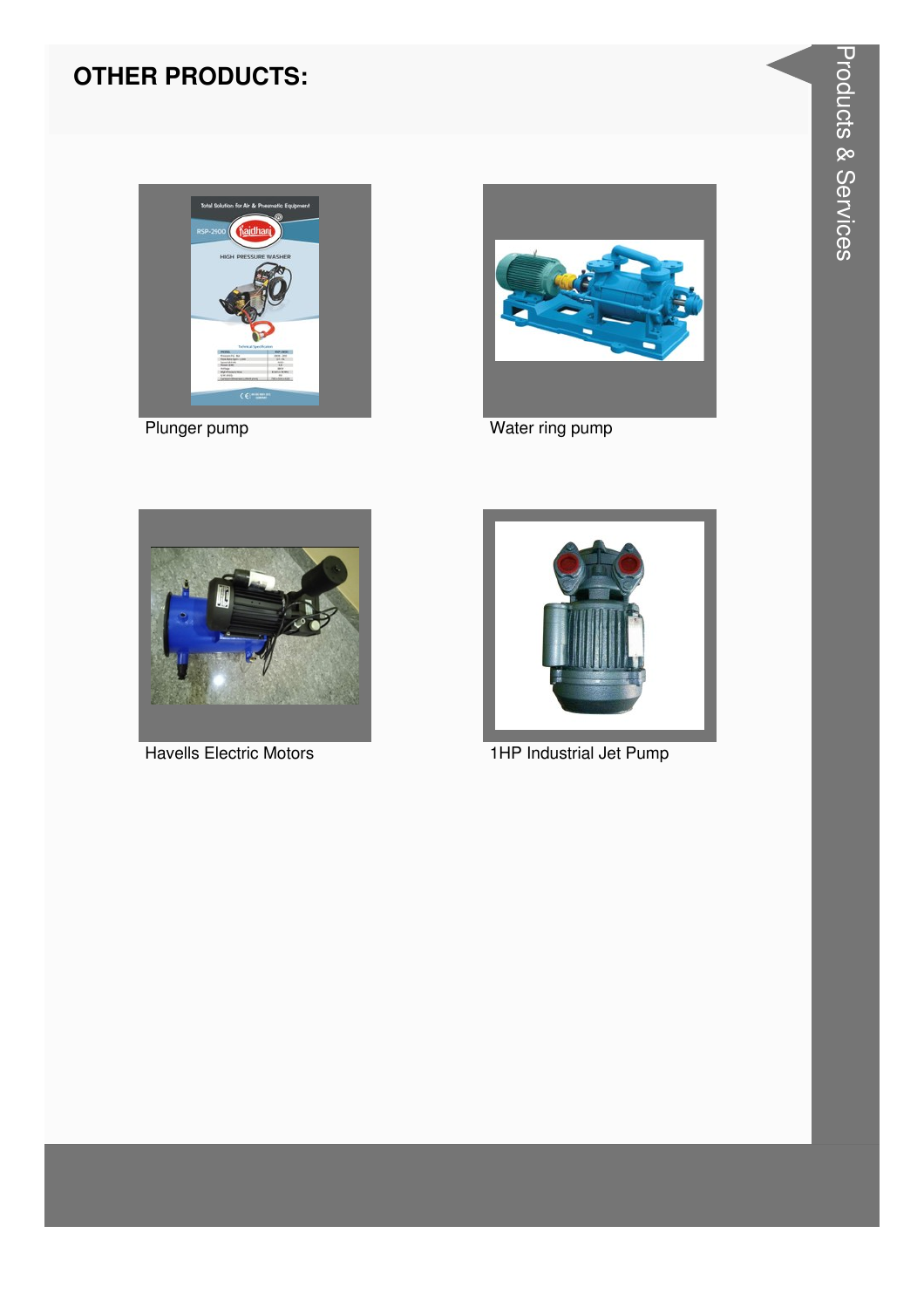## OTHER PRODUCTS:

Plunger pump

Water ring pump

Havells Electric Motors

1HP Industrial Jet Pump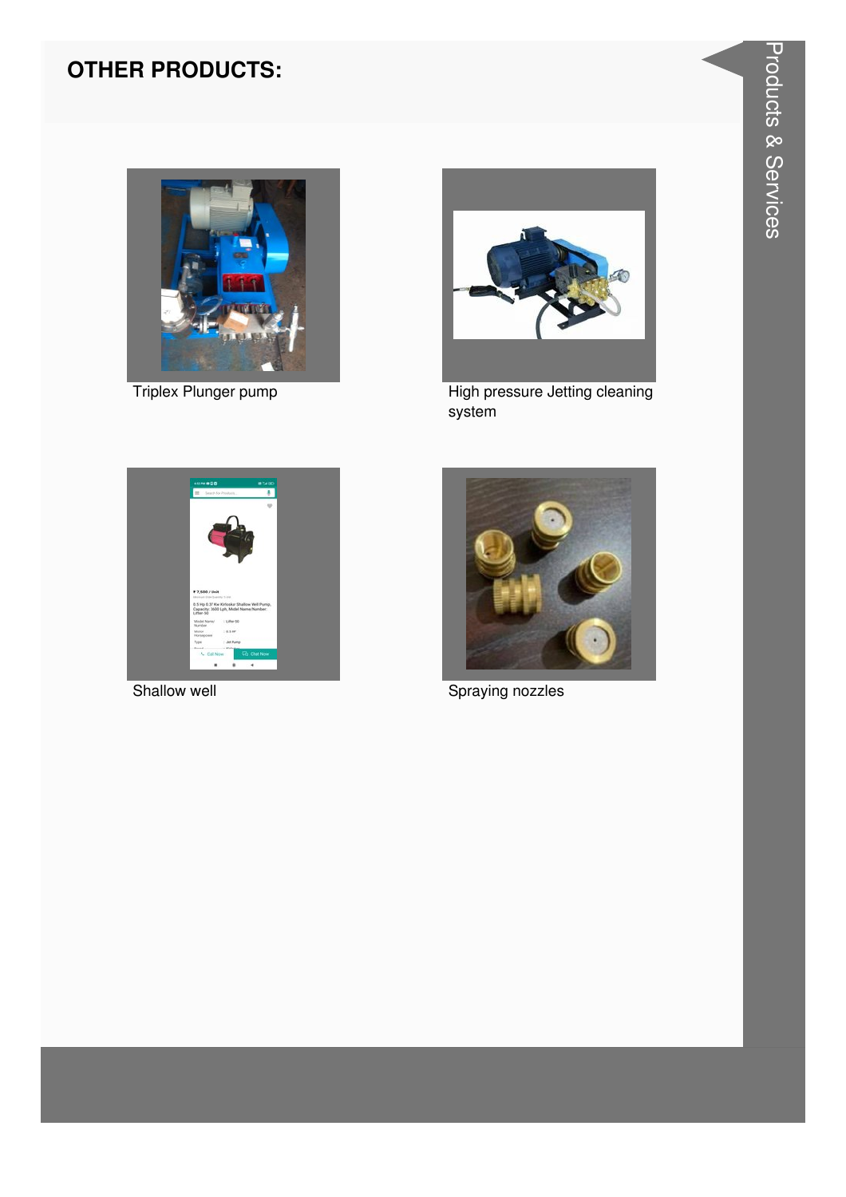## OTHER PRODUCTS:

Triplex Plunger pump

High pressure Jetting cleaning system

Shallow well

Spraying nozzles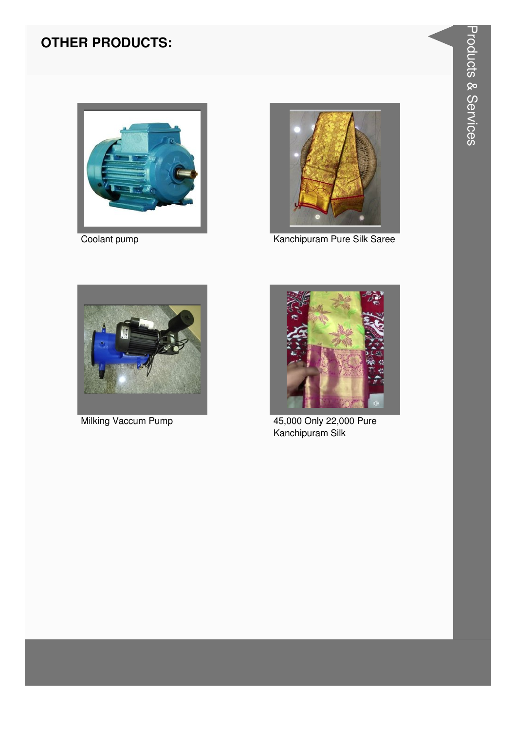## OTHER PRODUCTS:

Coolant pump

Kanchipuram Pure Silk Saree

Milking Vaccum Pump

45,000 Only 22,000 Pure Kanchipuram Silk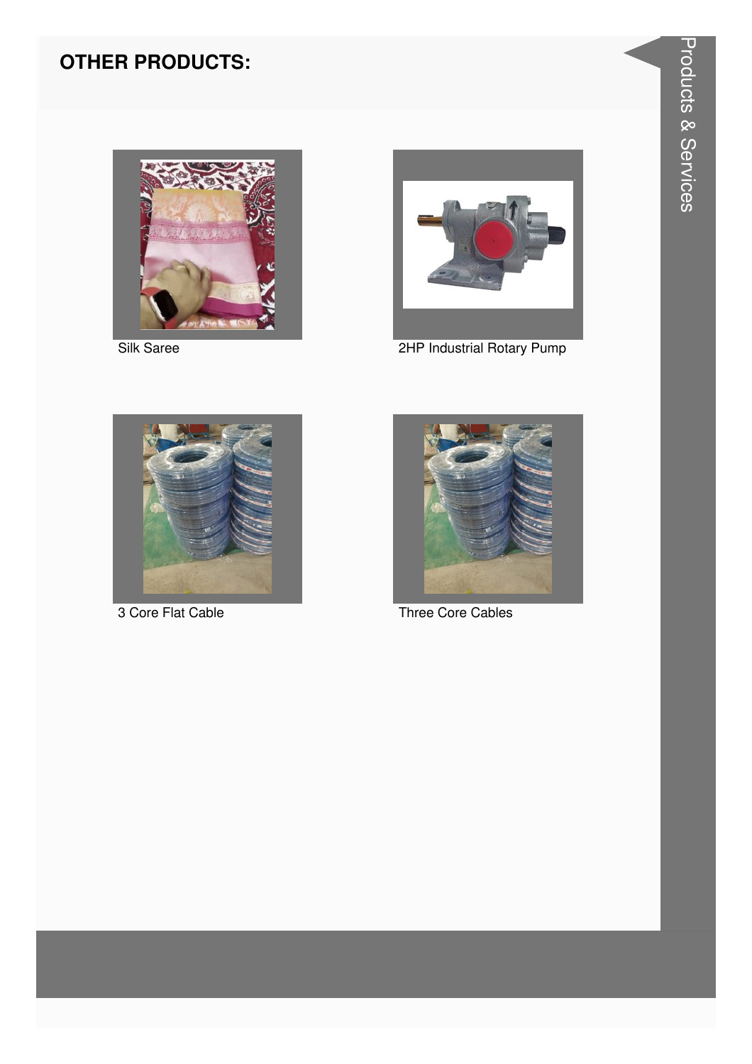## OTHER PRODUCTS:

Silk Saree

2HP Industrial Rotary Pump

3 Core Flat Cable

Three Core Cables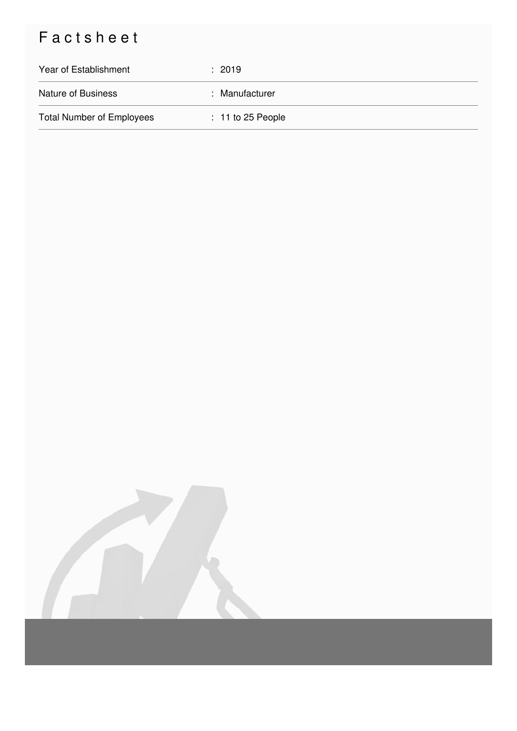# Factsheet

| | |
|---|---|
| Year of Establishment | : 2019 |
| Nature of Business | : Manufacturer |
| Total Number of Employees | : 11 to 25 People |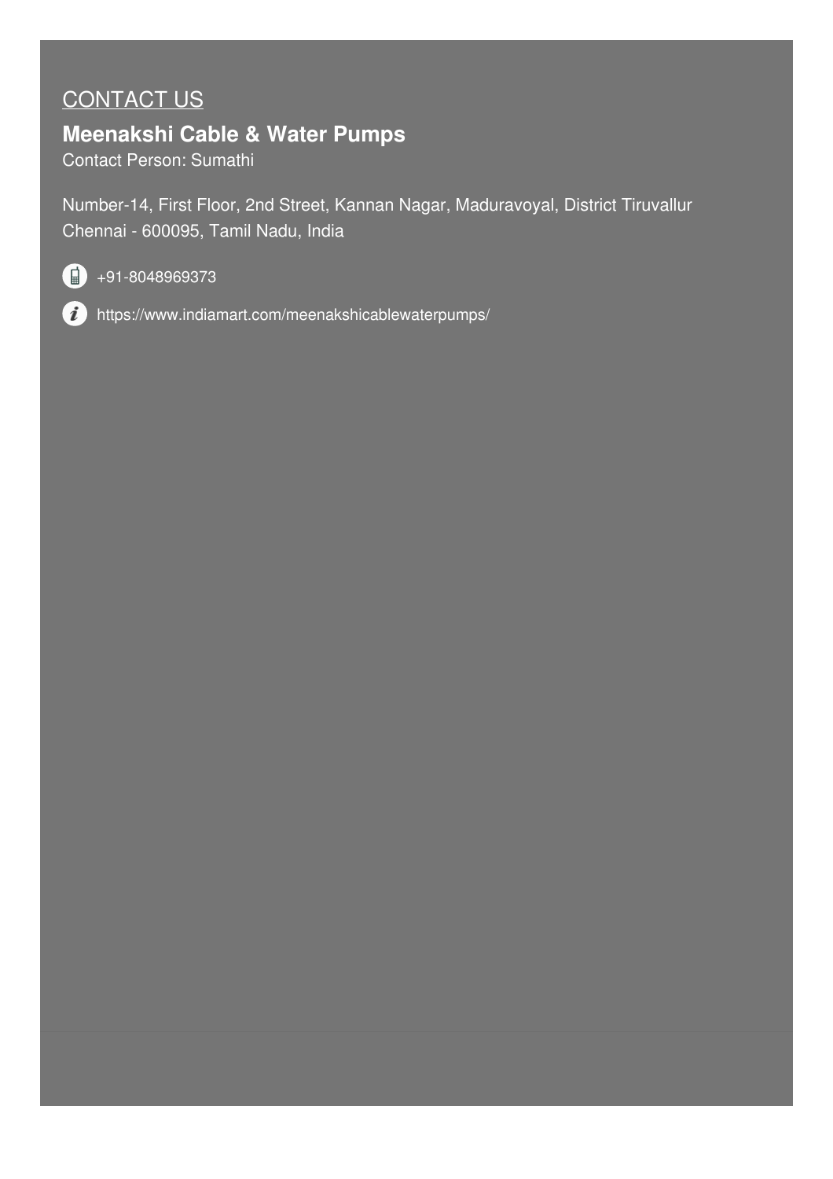## CONTACT US

### Meenakshi Cable & Water Pumps

Contact Person: Sumathi

Number-14, First Floor, 2nd Street, Kannan Nagar, Maduravoyal, District Tiruvallur
Chennai - 600095, Tamil Nadu, India

+91-8048969373

https://www.indiamart.com/meenakshicablewaterpumps/